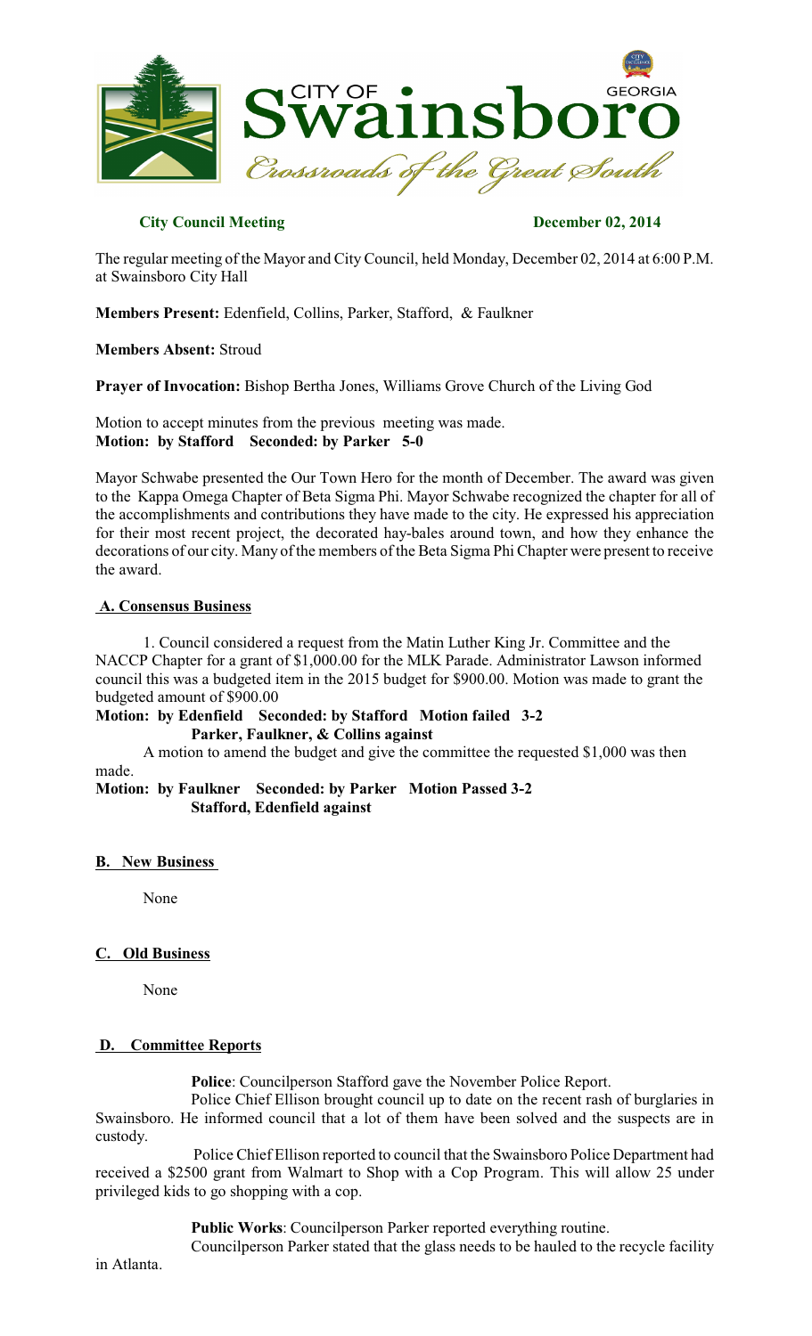CITY OF Swainsboro GEORGIA

Crossroads of the Great South

**City Council Meeting** **December 02, 2014**

The regular meeting of the Mayor and City Council, held Monday, December 02, 2014 at 6:00 P.M. at Swainsboro City Hall

**Members Present:** Edenfield, Collins, Parker, Stafford, & Faulkner

**Members Absent:** Stroud

**Prayer of Invocation:** Bishop Bertha Jones, Williams Grove Church of the Living God

Motion to accept minutes from the previous meeting was made.
**Motion: by Stafford Seconded: by Parker 5-0**

Mayor Schwabe presented the Our Town Hero for the month of December. The award was given to the Kappa Omega Chapter of Beta Sigma Phi. Mayor Schwabe recognized the chapter for all of the accomplishments and contributions they have made to the city. He expressed his appreciation for their most recent project, the decorated hay-bales around town, and how they enhance the decorations of our city. Many of the members of the Beta Sigma Phi Chapter were present to receive the award.

## A. Consensus Business

1. Council considered a request from the Matin Luther King Jr. Committee and the NACCP Chapter for a grant of $1,000.00 for the MLK Parade. Administrator Lawson informed council this was a budgeted item in the 2015 budget for $900.00. Motion was made to grant the budgeted amount of $900.00

**Motion: by Edenfield Seconded: by Stafford Motion failed 3-2**
**Parker, Faulkner, & Collins against**

A motion to amend the budget and give the committee the requested $1,000 was then made.

**Motion: by Faulkner Seconded: by Parker Motion Passed 3-2**
**Stafford, Edenfield against**

## B. New Business

None

## C. Old Business

None

## D. Committee Reports

**Police**: Councilperson Stafford gave the November Police Report.

Police Chief Ellison brought council up to date on the recent rash of burglaries in Swainsboro. He informed council that a lot of them have been solved and the suspects are in custody.

Police Chief Ellison reported to council that the Swainsboro Police Department had received a $2500 grant from Walmart to Shop with a Cop Program. This will allow 25 under privileged kids to go shopping with a cop.

**Public Works**: Councilperson Parker reported everything routine.

Councilperson Parker stated that the glass needs to be hauled to the recycle facility in Atlanta.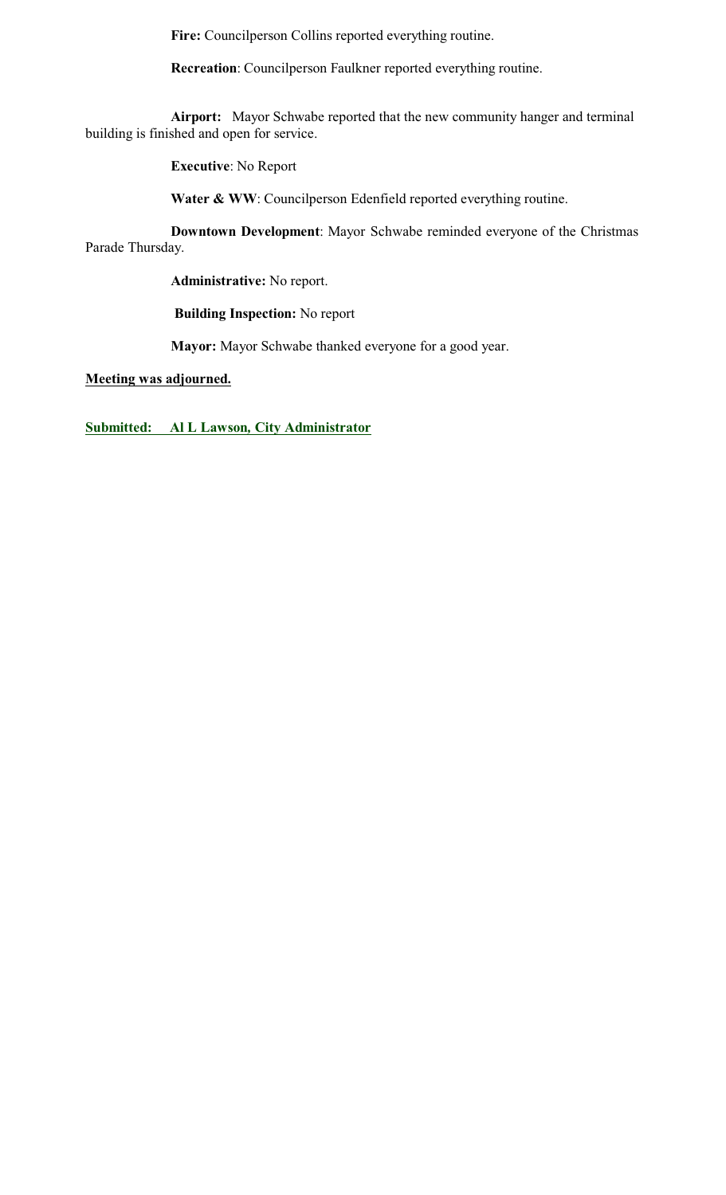**Fire:** Councilperson Collins reported everything routine.

**Recreation**: Councilperson Faulkner reported everything routine.

**Airport:** Mayor Schwabe reported that the new community hanger and terminal building is finished and open for service.

**Executive**: No Report

**Water & WW**: Councilperson Edenfield reported everything routine.

**Downtown Development**: Mayor Schwabe reminded everyone of the Christmas Parade Thursday.

**Administrative:** No report.

**Building Inspection:** No report

**Mayor:** Mayor Schwabe thanked everyone for a good year.

**Meeting was adjourned.**

**Submitted: Al L Lawson, City Administrator**